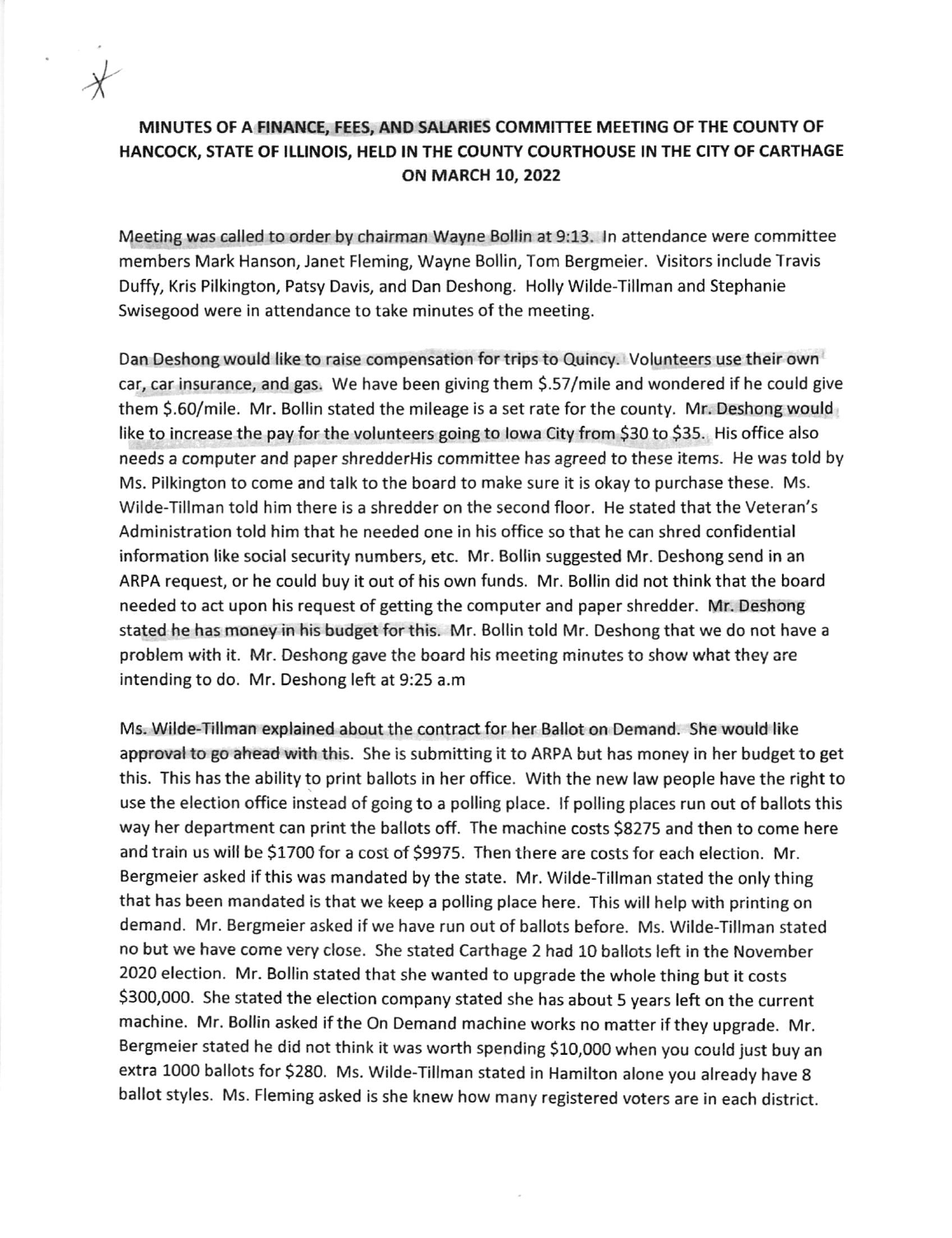# MINUTES OF A FINANCE, FEES, AND SALARIES COMMITTEE MEETING OF THE COUNTY OF HANCOCK, STATE OF ILLINOIS, HELD IN THE COUNTY COURTHOUSE IN THE CITY OF CARTHAGE ON MARCH 10, 2022

Meeting was called to order by chairman Wayne Bollin at 9:13. In attendance were committee members Mark Hanson, Janet Fleming, Wayne Bollin, Tom Bergmeier. Visitors include Travis Duffy, Kris Pilkington, Patsy Davis, and Dan Deshong. Holly Wilde-Tillman and Stephanie Swisegood were in attendance to take minutes of the meeting.

Dan Deshong would like to raise compensation for trips to Quincy. Volunteers use their own car, car insurance, and gas. We have been giving them $.57/mile and wondered if he could give them $.60/mile. Mr. Bollin stated the mileage is a set rate for the county. Mr. Deshong would like to increase the pay for the volunteers going to Iowa City from $30 to $35. His office also needs a computer and paper shredderHis committee has agreed to these items. He was told by Ms. Pilkington to come and talk to the board to make sure it is okay to purchase these. Ms. Wilde-Tillman told him there is a shredder on the second floor. He stated that the Veteran's Administration told him that he needed one in his office so that he can shred confidential information like social security numbers, etc. Mr. Bollin suggested Mr. Deshong send in an ARPA request, or he could buy it out of his own funds. Mr. Bollin did not think that the board needed to act upon his request of getting the computer and paper shredder. Mr. Deshong stated he has money in his budget for this. Mr. Bollin told Mr. Deshong that we do not have a problem with it. Mr. Deshong gave the board his meeting minutes to show what they are intending to do. Mr. Deshong left at 9:25 a.m

Ms. Wilde-Tillman explained about the contract for her Ballot on Demand. She would like approval to go ahead with this. She is submitting it to ARPA but has money in her budget to get this. This has the ability to print ballots in her office. With the new law people have the right to use the election office instead of going to a polling place. If polling places run out of ballots this way her department can print the ballots off. The machine costs $8275 and then to come here and train us will be $1700 for a cost of $9975. Then there are costs for each election. Mr. Bergmeier asked if this was mandated by the state. Mr. Wilde-Tillman stated the only thing that has been mandated is that we keep a polling place here. This will help with printing on demand. Mr. Bergmeier asked if we have run out of ballots before. Ms. Wilde-Tillman stated no but we have come very close. She stated Carthage 2 had 10 ballots left in the November 2020 election. Mr. Bollin stated that she wanted to upgrade the whole thing but it costs $300,000. She stated the election company stated she has about 5 years left on the current machine. Mr. Bollin asked if the On Demand machine works no matter if they upgrade. Mr. Bergmeier stated he did not think it was worth spending $10,000 when you could just buy an extra 1000 ballots for $280. Ms. Wilde-Tillman stated in Hamilton alone you already have 8 ballot styles. Ms. Fleming asked is she knew how many registered voters are in each district.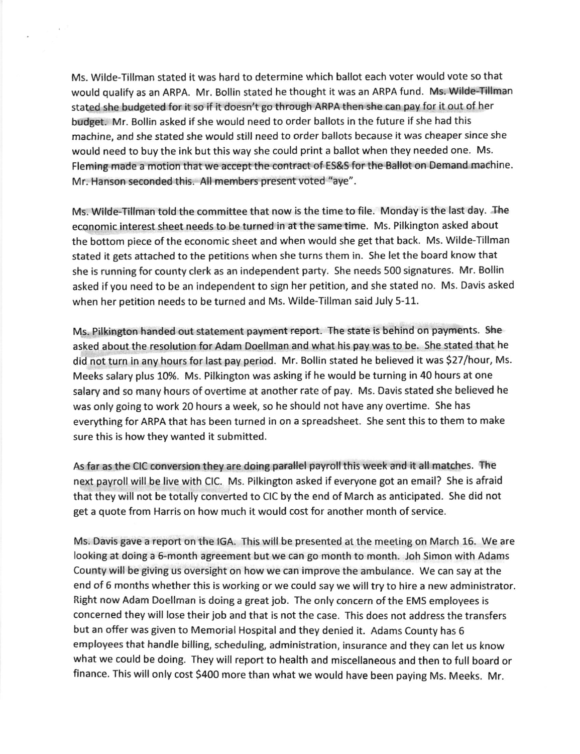Ms. Wilde-Tillman stated it was hard to determine which ballot each voter would vote so that would qualify as an ARPA. Mr. Bollin stated he thought it was an ARPA fund. Ms. Wilde-Tillman stated she budgeted for it so if it doesn't go through ARPA then she can pay for it out of her budget. Mr. Bollin asked if she would need to order ballots in the future if she had this machine, and she stated she would still need to order ballots because it was cheaper since she would need to buy the ink but this way she could print a ballot when they needed one. Ms. Fleming made a motion that we accept the contract of ES&S for the Ballot on Demand machine. Mr. Hanson seconded this. All members present voted "aye".

Ms. Wilde-Tillman told the committee that now is the time to file. Monday is the last day. The economic interest sheet needs to be turned in at the same time. Ms. Pilkington asked about the bottom piece of the economic sheet and when would she get that back. Ms. Wilde-Tillman stated it gets attached to the petitions when she turns them in. She let the board know that she is running for county clerk as an independent party. She needs 500 signatures. Mr. Bollin asked if you need to be an independent to sign her petition, and she stated no. Ms. Davis asked when her petition needs to be turned and Ms. Wilde-Tillman said July 5-11.

Ms. Pilkington handed out statement payment report. The state is behind on payments. She asked about the resolution for Adam Doellman and what his pay was to be. She stated that he did not turn in any hours for last pay period. Mr. Bollin stated he believed it was $27/hour, Ms. Meeks salary plus 10%. Ms. Pilkington was asking if he would be turning in 40 hours at one salary and so many hours of overtime at another rate of pay. Ms. Davis stated she believed he was only going to work 20 hours a week, so he should not have any overtime. She has everything for ARPA that has been turned in on a spreadsheet. She sent this to them to make sure this is how they wanted it submitted.

As far as the CIC conversion they are doing parallel payroll this week and it all matches. The next payroll will be live with CIC. Ms. Pilkington asked if everyone got an email? She is afraid that they will not be totally converted to CIC by the end of March as anticipated. She did not get a quote from Harris on how much it would cost for another month of service.

Ms. Davis gave a report on the IGA. This will be presented at the meeting on March 16. We are looking at doing a 6-month agreement but we can go month to month. Joh Simon with Adams County will be giving us oversight on how we can improve the ambulance. We can say at the end of 6 months whether this is working or we could say we will try to hire a new administrator. Right now Adam Doellman is doing a great job. The only concern of the EMS employees is concerned they will lose their job and that is not the case. This does not address the transfers but an offer was given to Memorial Hospital and they denied it. Adams County has 6 employees that handle billing, scheduling, administration, insurance and they can let us know what we could be doing. They will report to health and miscellaneous and then to full board or finance. This will only cost $400 more than what we would have been paying Ms. Meeks. Mr.